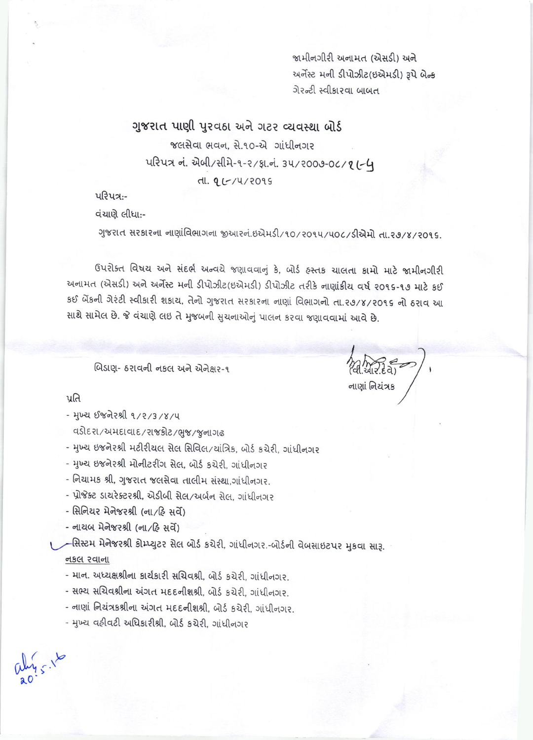જામીનગીરી અનામત (એસડી) અને
અર્નેસ્ટ મની ડીપોઝીટ(ઇએમડી) રૂપે બેન્ક
ગેરન્ટી સ્વીકારવા બાબત

# ગુજરાત પાણી પુરવઠા અને ગટર વ્યવસ્થા બોર્ડ

જલસેવા ભવન, સે.૧૦-એ ગાંધીનગર

પરિપત્ર નં. એબી/સીમે-૧-૨/ફા.નં. ૩૫/૨૦૦૭-૦૮/૧૮૫

તા. ૧૮/૫/૨૦૧૬

પરિપત્ર:-

વંચાણે લીધા:-

ગુજરાત સરકારના નાણાંવિભાગના જીઆરનં.ઇએમડી/૧૦/૨૦૧૫/૫૦૮/ડીએમો તા.૨૭/૪/૨૦૧૬.

ઉપરોક્ત વિષય અને સંદર્ભ અન્વયે જણાવવાનું કે, બોર્ડ હસ્તક ચાલતા કામો માટે જામીનગીરી અનામત (એસડી) અને અર્નેસ્ટ મની ડીપોઝીટ(ઇએમડી) ડીપોઝીટ તરીકે નાણાંકીય વર્ષ ૨૦૧૬-૧૭ માટે કઈ કઈ બેંકની ગેરંટી સ્વીકારી શકાય, તેનો ગુજરાત સરકારના નાણાં વિભાગનો તા.૨૭/૪/૨૦૧૬ નો ઠરાવ આ સાથે સામેલ છે. જે વંચાણે લઇ તે મુજબની સુચનાઓનું પાલન કરવા જણાવવામાં આવે છે.

બિડાણ- ઠરાવની નકલ અને એનેક્ષર-૧

(વી.આર.દવે)
નાણાં નિયંત્રક

પ્રતિ

- મુખ્ય ઈજનેરશ્રી ૧/૨/૩/૪/૫
  વડોદરા/અમદાવાદ/રાજકોટ/ભુજ/જુનાગઢ
- મુખ્ય ઇજનેરશ્રી મટીરીયલ સેલ સિવિલ/યાંત્રિક, બોર્ડ કચેરી, ગાંધીનગર
- મુખ્ય ઇજનેરશ્રી મોનીટરીંગ સેલ, બોર્ડ કચેરી, ગાંધીનગર
- નિયામક શ્રી, ગુજરાત જલસેવા તાલીમ સંસ્થા,ગાંધીનગર.
- પ્રોજેક્ટ ડાયરેક્ટરશ્રી, એડીબી સેલ/અર્બન સેલ, ગાંધીનગર
- સિનિયર મેનેજરશ્રી (ના/હિ સર્વે)
- નાયબ મેનેજરશ્રી (ના/હિ સર્વે)
- સિસ્ટમ મેનેજરશ્રી કોમ્પ્યુટર સેલ બોર્ડ કચેરી, ગાંધીનગર.-બોર્ડની વેબસાઇટપર મુકવા સારૂ.

નકલ રવાના

- માન. અધ્યક્ષશ્રીના કાર્યકારી સચિવશ્રી, બોર્ડ કચેરી, ગાંધીનગર.
- સભ્ય સચિવશ્રીના અંગત મદદનીશશ્રી, બોર્ડ કચેરી, ગાંધીનગર.
- નાણાં નિયંત્રકશ્રીના અંગત મદદનીશશ્રી, બોર્ડ કચેરી, ગાંધીનગર.
- મુખ્ય વહીવટી અધિકારીશ્રી, બોર્ડ કચેરી, ગાંધીનગર

20.5.16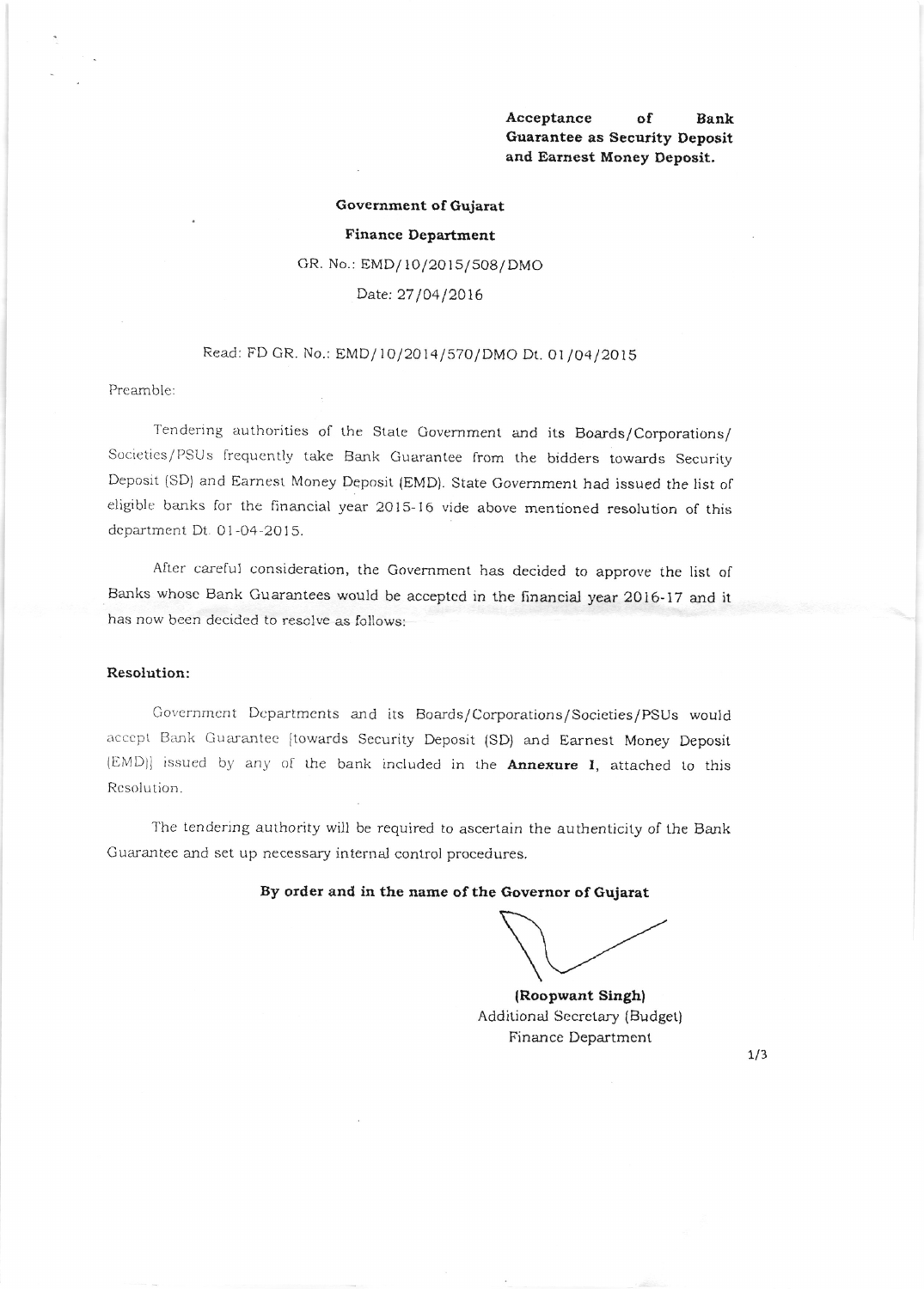**Acceptance of Bank Guarantee as Security Deposit and Earnest Money Deposit.**

**Government of Gujarat**

**Finance Department**

GR. No.: EMD/10/2015/508/DMO

Date: 27/04/2016

Read: FD GR. No.: EMD/10/2014/570/DMO Dt. 01/04/2015

Preamble:

Tendering authorities of the State Government and its Boards/Corporations/ Societies/PSUs frequently take Bank Guarantee from the bidders towards Security Deposit (SD) and Earnest Money Deposit (EMD). State Government had issued the list of eligible banks for the financial year 2015-16 vide above mentioned resolution of this department Dt. 01-04-2015.

After careful consideration, the Government has decided to approve the list of Banks whose Bank Guarantees would be accepted in the financial year 2016-17 and it has now been decided to resolve as follows:-

**Resolution:**

Government Departments and its Boards/Corporations/Societies/PSUs would accept Bank Guarantee [towards Security Deposit (SD) and Earnest Money Deposit (EMD)] issued by any of the bank included in the **Annexure I**, attached to this Resolution.

The tendering authority will be required to ascertain the authenticity of the Bank Guarantee and set up necessary internal control procedures.

**By order and in the name of the Governor of Gujarat**

**(Roopwant Singh)**
Additional Secretary (Budget)
Finance Department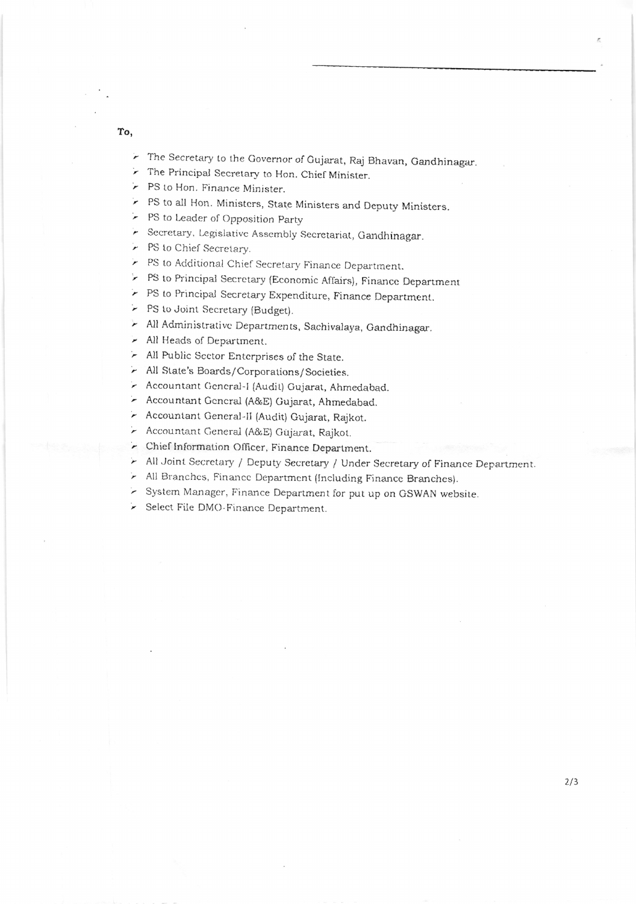**To,**

- The Secretary to the Governor of Gujarat, Raj Bhavan, Gandhinagar.
- The Principal Secretary to Hon. Chief Minister.
- PS to Hon. Finance Minister.
- PS to all Hon. Ministers, State Ministers and Deputy Ministers.
- PS to Leader of Opposition Party
- Secretary, Legislative Assembly Secretariat, Gandhinagar.
- PS to Chief Secretary.
- PS to Additional Chief Secretary Finance Department.
- PS to Principal Secretary (Economic Affairs), Finance Department
- PS to Principal Secretary Expenditure, Finance Department.
- PS to Joint Secretary (Budget).
- All Administrative Departments, Sachivalaya, Gandhinagar.
- All Heads of Department.
- All Public Sector Enterprises of the State.
- All State's Boards/Corporations/Societies.
- Accountant General-I (Audit) Gujarat, Ahmedabad.
- Accountant General (A&E) Gujarat, Ahmedabad.
- Accountant General-II (Audit) Gujarat, Rajkot.
- Accountant General (A&E) Gujarat, Rajkot.
- Chief Information Officer, Finance Department.
- All Joint Secretary / Deputy Secretary / Under Secretary of Finance Department.
- All Branches, Finance Department (Including Finance Branches).
- System Manager, Finance Department for put up on GSWAN website.
- Select File DMO-Finance Department.